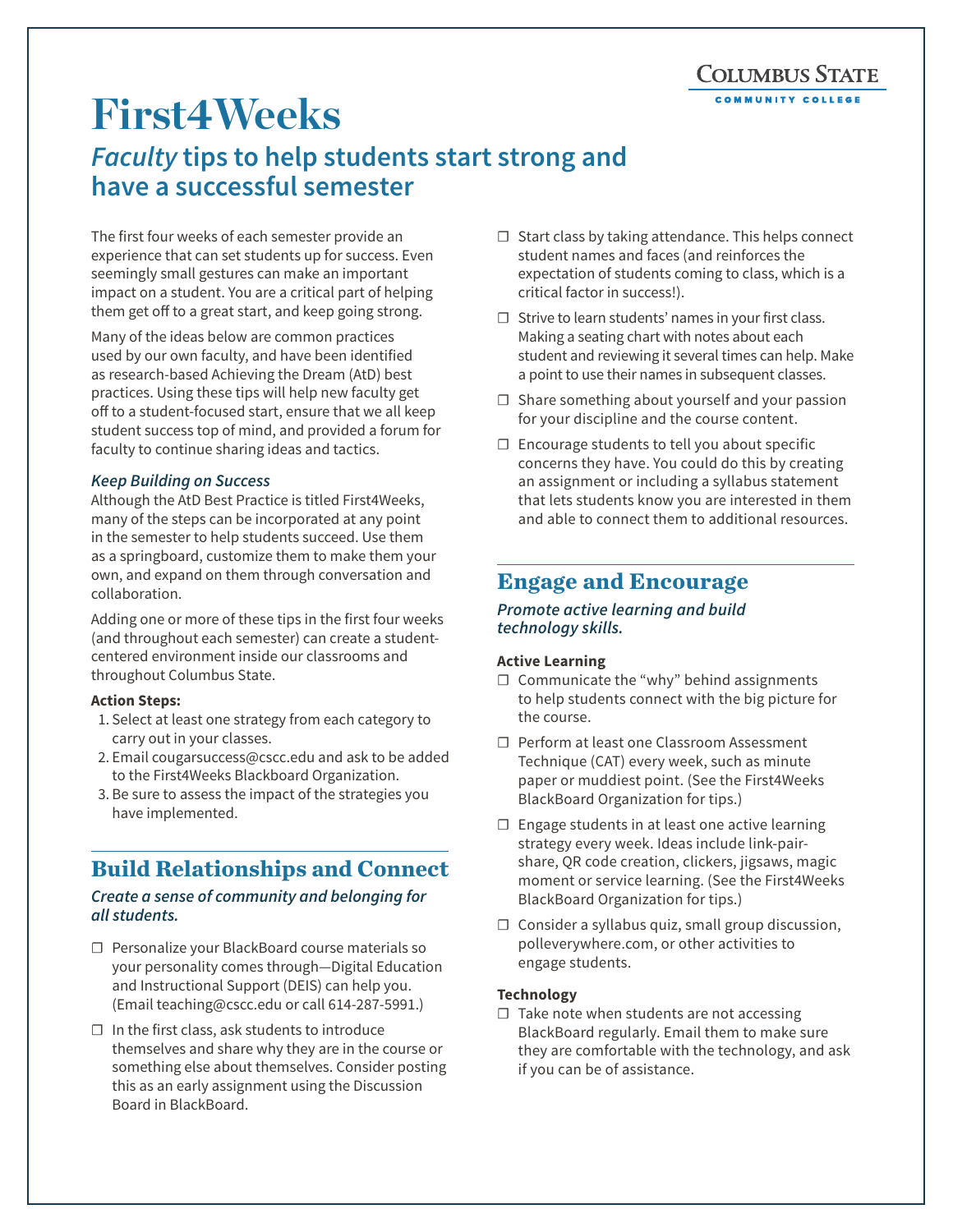# First4Weeks

## *Faculty* tips to help students start strong and have a successful semester

The first four weeks of each semester provide an experience that can set students up for success. Even seemingly small gestures can make an important impact on a student. You are a critical part of helping them get off to a great start, and keep going strong.

Many of the ideas below are common practices used by our own faculty, and have been identified as research-based Achieving the Dream (AtD) best practices. Using these tips will help new faculty get off to a student-focused start, ensure that we all keep student success top of mind, and provided a forum for faculty to continue sharing ideas and tactics.

### *Keep Building on Success*

Although the AtD Best Practice is titled First4Weeks, many of the steps can be incorporated at any point in the semester to help students succeed. Use them as a springboard, customize them to make them your own, and expand on them through conversation and collaboration.

Adding one or more of these tips in the first four weeks (and throughout each semester) can create a student-centered environment inside our classrooms and throughout Columbus State.

**Action Steps:**

1. Select at least one strategy from each category to carry out in your classes.
2. Email cougarsuccess@cscc.edu and ask to be added to the First4Weeks Blackboard Organization.
3. Be sure to assess the impact of the strategies you have implemented.

## Build Relationships and Connect

*Create a sense of community and belonging for all students.*

- ☐ Personalize your BlackBoard course materials so your personality comes through—Digital Education and Instructional Support (DEIS) can help you. (Email teaching@cscc.edu or call 614-287-5991.)
- ☐ In the first class, ask students to introduce themselves and share why they are in the course or something else about themselves. Consider posting this as an early assignment using the Discussion Board in BlackBoard.
- ☐ Start class by taking attendance. This helps connect student names and faces (and reinforces the expectation of students coming to class, which is a critical factor in success!).
- ☐ Strive to learn students' names in your first class. Making a seating chart with notes about each student and reviewing it several times can help. Make a point to use their names in subsequent classes.
- ☐ Share something about yourself and your passion for your discipline and the course content.
- ☐ Encourage students to tell you about specific concerns they have. You could do this by creating an assignment or including a syllabus statement that lets students know you are interested in them and able to connect them to additional resources.

## Engage and Encourage

*Promote active learning and build technology skills.*

**Active Learning**

- ☐ Communicate the "why" behind assignments to help students connect with the big picture for the course.
- ☐ Perform at least one Classroom Assessment Technique (CAT) every week, such as minute paper or muddiest point. (See the First4Weeks BlackBoard Organization for tips.)
- ☐ Engage students in at least one active learning strategy every week. Ideas include link-pair-share, QR code creation, clickers, jigsaws, magic moment or service learning. (See the First4Weeks BlackBoard Organization for tips.)
- ☐ Consider a syllabus quiz, small group discussion, polleverywhere.com, or other activities to engage students.

**Technology**

- ☐ Take note when students are not accessing BlackBoard regularly. Email them to make sure they are comfortable with the technology, and ask if you can be of assistance.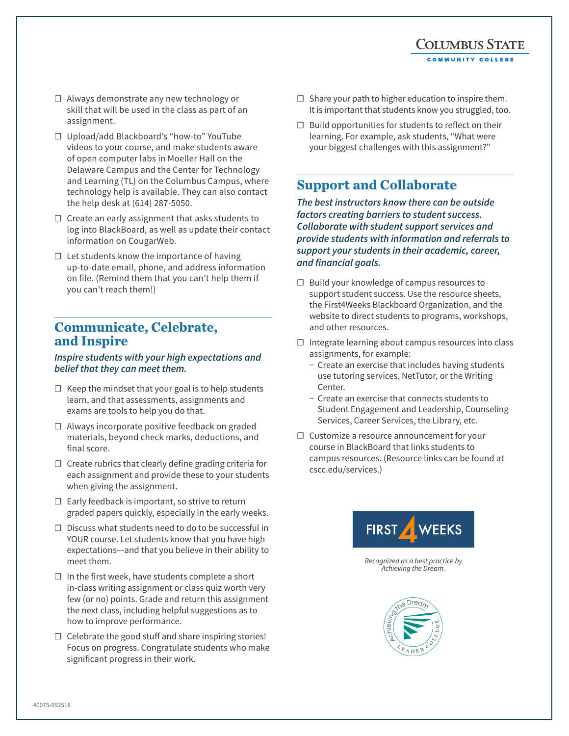- ☐ Always demonstrate any new technology or skill that will be used in the class as part of an assignment.
- ☐ Upload/add Blackboard's "how-to" YouTube videos to your course, and make students aware of open computer labs in Moeller Hall on the Delaware Campus and the Center for Technology and Learning (TL) on the Columbus Campus, where technology help is available. They can also contact the help desk at (614) 287-5050.
- ☐ Create an early assignment that asks students to log into BlackBoard, as well as update their contact information on CougarWeb.
- ☐ Let students know the importance of having up-to-date email, phone, and address information on file. (Remind them that you can't help them if you can't reach them!)

## Communicate, Celebrate, and Inspire

***Inspire students with your high expectations and belief that they can meet them.***

- ☐ Keep the mindset that your goal is to help students learn, and that assessments, assignments and exams are tools to help you do that.
- ☐ Always incorporate positive feedback on graded materials, beyond check marks, deductions, and final score.
- ☐ Create rubrics that clearly define grading criteria for each assignment and provide these to your students when giving the assignment.
- ☐ Early feedback is important, so strive to return graded papers quickly, especially in the early weeks.
- ☐ Discuss what students need to do to be successful in YOUR course. Let students know that you have high expectations—and that you believe in their ability to meet them.
- ☐ In the first week, have students complete a short in-class writing assignment or class quiz worth very few (or no) points. Grade and return this assignment the next class, including helpful suggestions as to how to improve performance.
- ☐ Celebrate the good stuff and share inspiring stories! Focus on progress. Congratulate students who make significant progress in their work.
- ☐ Share your path to higher education to inspire them. It is important that students know you struggled, too.
- ☐ Build opportunities for students to reflect on their learning. For example, ask students, "What were your biggest challenges with this assignment?"

## Support and Collaborate

***The best instructors know there can be outside factors creating barriers to student success. Collaborate with student support services and provide students with information and referrals to support your students in their academic, career, and financial goals.***

- ☐ Build your knowledge of campus resources to support student success. Use the resource sheets, the First4Weeks Blackboard Organization, and the website to direct students to programs, workshops, and other resources.
- ☐ Integrate learning about campus resources into class assignments, for example:
  - Create an exercise that includes having students use tutoring services, NetTutor, or the Writing Center.
  - Create an exercise that connects students to Student Engagement and Leadership, Counseling Services, Career Services, the Library, etc.
- ☐ Customize a resource announcement for your course in BlackBoard that links students to campus resources. (Resource links can be found at cscc.edu/services.)

FIRST 4 WEEKS

*Recognized as a best practice by Achieving the Dream.*

40075-092518